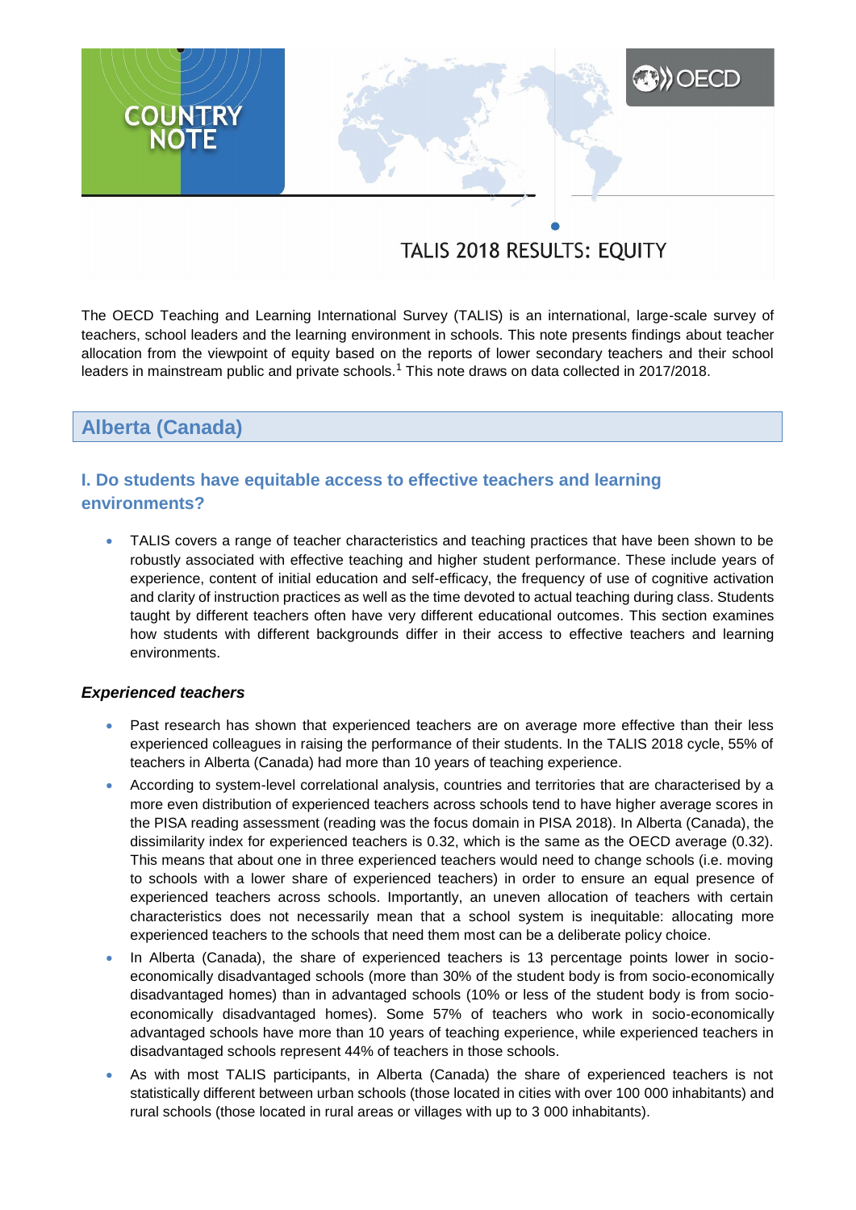COUNTRY NOTE

# TALIS 2018 RESULTS: EQUITY

The OECD Teaching and Learning International Survey (TALIS) is an international, large-scale survey of teachers, school leaders and the learning environment in schools. This note presents findings about teacher allocation from the viewpoint of equity based on the reports of lower secondary teachers and their school leaders in mainstream public and private schools.[1] This note draws on data collected in 2017/2018.

## Alberta (Canada)

### I. Do students have equitable access to effective teachers and learning environments?

- TALIS covers a range of teacher characteristics and teaching practices that have been shown to be robustly associated with effective teaching and higher student performance. These include years of experience, content of initial education and self-efficacy, the frequency of use of cognitive activation and clarity of instruction practices as well as the time devoted to actual teaching during class. Students taught by different teachers often have very different educational outcomes. This section examines how students with different backgrounds differ in their access to effective teachers and learning environments.

#### *Experienced teachers*

- Past research has shown that experienced teachers are on average more effective than their less experienced colleagues in raising the performance of their students. In the TALIS 2018 cycle, 55% of teachers in Alberta (Canada) had more than 10 years of teaching experience.
- According to system-level correlational analysis, countries and territories that are characterised by a more even distribution of experienced teachers across schools tend to have higher average scores in the PISA reading assessment (reading was the focus domain in PISA 2018). In Alberta (Canada), the dissimilarity index for experienced teachers is 0.32, which is the same as the OECD average (0.32). This means that about one in three experienced teachers would need to change schools (i.e. moving to schools with a lower share of experienced teachers) in order to ensure an equal presence of experienced teachers across schools. Importantly, an uneven allocation of teachers with certain characteristics does not necessarily mean that a school system is inequitable: allocating more experienced teachers to the schools that need them most can be a deliberate policy choice.
- In Alberta (Canada), the share of experienced teachers is 13 percentage points lower in socio-economically disadvantaged schools (more than 30% of the student body is from socio-economically disadvantaged homes) than in advantaged schools (10% or less of the student body is from socio-economically disadvantaged homes). Some 57% of teachers who work in socio-economically advantaged schools have more than 10 years of teaching experience, while experienced teachers in disadvantaged schools represent 44% of teachers in those schools.
- As with most TALIS participants, in Alberta (Canada) the share of experienced teachers is not statistically different between urban schools (those located in cities with over 100 000 inhabitants) and rural schools (those located in rural areas or villages with up to 3 000 inhabitants).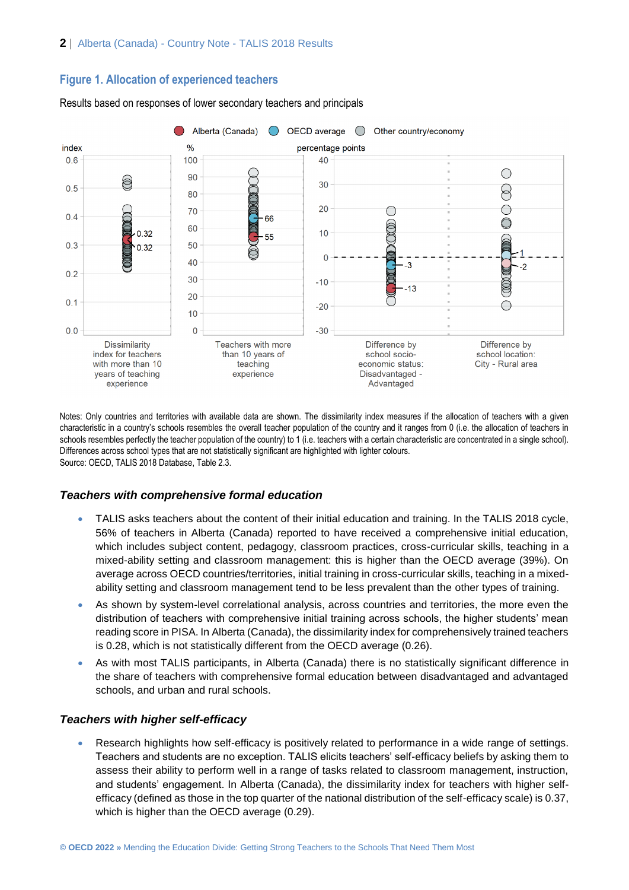## Figure 1. Allocation of experienced teachers

Results based on responses of lower secondary teachers and principals

Notes: Only countries and territories with available data are shown. The dissimilarity index measures if the allocation of teachers with a given characteristic in a country's schools resembles the overall teacher population of the country and it ranges from 0 (i.e. the allocation of teachers in schools resembles perfectly the teacher population of the country) to 1 (i.e. teachers with a certain characteristic are concentrated in a single school). Differences across school types that are not statistically significant are highlighted with lighter colours.
Source: OECD, TALIS 2018 Database, Table 2.3.

### *Teachers with comprehensive formal education*

- TALIS asks teachers about the content of their initial education and training. In the TALIS 2018 cycle, 56% of teachers in Alberta (Canada) reported to have received a comprehensive initial education, which includes subject content, pedagogy, classroom practices, cross-curricular skills, teaching in a mixed-ability setting and classroom management: this is higher than the OECD average (39%). On average across OECD countries/territories, initial training in cross-curricular skills, teaching in a mixed-ability setting and classroom management tend to be less prevalent than the other types of training.
- As shown by system-level correlational analysis, across countries and territories, the more even the distribution of teachers with comprehensive initial training across schools, the higher schools' mean reading score in PISA. In Alberta (Canada), the dissimilarity index for comprehensively trained teachers is 0.28, which is not statistically different from the OECD average (0.26).
- As with most TALIS participants, in Alberta (Canada) there is no statistically significant difference in the share of teachers with comprehensive formal education between disadvantaged and advantaged schools, and urban and rural schools.

### *Teachers with higher self-efficacy*

- Research highlights how self-efficacy is positively related to performance in a wide range of settings. Teachers and students are no exception. TALIS elicits teachers' self-efficacy beliefs by asking them to assess their ability to perform well in a range of tasks related to classroom management, instruction, and students' engagement. In Alberta (Canada), the dissimilarity index for teachers with higher self-efficacy (defined as those in the top quarter of the national distribution of the self-efficacy scale) is 0.37, which is higher than the OECD average (0.29).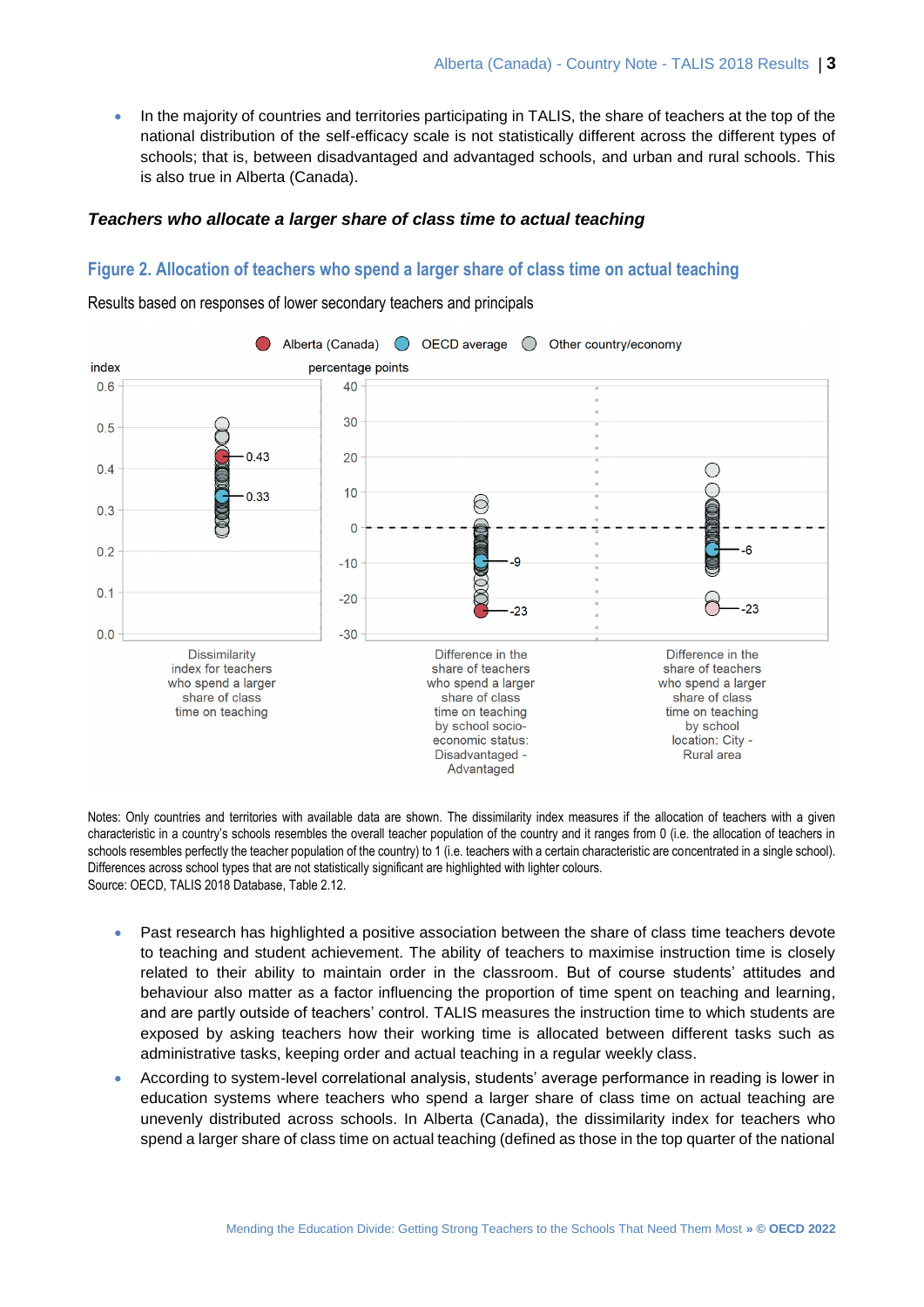- In the majority of countries and territories participating in TALIS, the share of teachers at the top of the national distribution of the self-efficacy scale is not statistically different across the different types of schools; that is, between disadvantaged and advantaged schools, and urban and rural schools. This is also true in Alberta (Canada).

### *Teachers who allocate a larger share of class time to actual teaching*

## Figure 2. Allocation of teachers who spend a larger share of class time on actual teaching

Results based on responses of lower secondary teachers and principals

Notes: Only countries and territories with available data are shown. The dissimilarity index measures if the allocation of teachers with a given characteristic in a country's schools resembles the overall teacher population of the country and it ranges from 0 (i.e. the allocation of teachers in schools resembles perfectly the teacher population of the country) to 1 (i.e. teachers with a certain characteristic are concentrated in a single school). Differences across school types that are not statistically significant are highlighted with lighter colours.
Source: OECD, TALIS 2018 Database, Table 2.12.

- Past research has highlighted a positive association between the share of class time teachers devote to teaching and student achievement. The ability of teachers to maximise instruction time is closely related to their ability to maintain order in the classroom. But of course students' attitudes and behaviour also matter as a factor influencing the proportion of time spent on teaching and learning, and are partly outside of teachers' control. TALIS measures the instruction time to which students are exposed by asking teachers how their working time is allocated between different tasks such as administrative tasks, keeping order and actual teaching in a regular weekly class.
- According to system-level correlational analysis, students' average performance in reading is lower in education systems where teachers who spend a larger share of class time on actual teaching are unevenly distributed across schools. In Alberta (Canada), the dissimilarity index for teachers who spend a larger share of class time on actual teaching (defined as those in the top quarter of the national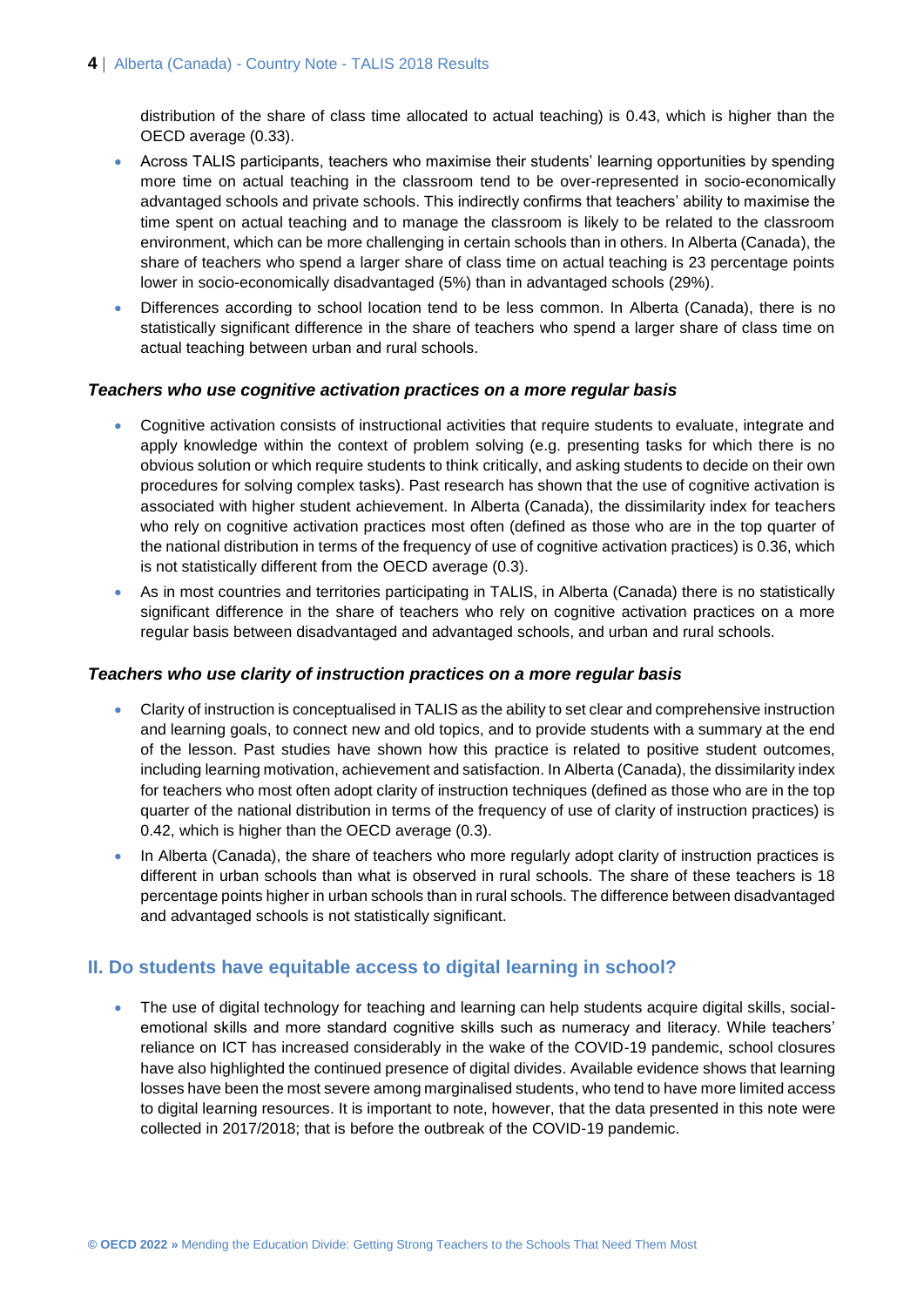distribution of the share of class time allocated to actual teaching) is 0.43, which is higher than the OECD average (0.33).

- Across TALIS participants, teachers who maximise their students' learning opportunities by spending more time on actual teaching in the classroom tend to be over-represented in socio-economically advantaged schools and private schools. This indirectly confirms that teachers' ability to maximise the time spent on actual teaching and to manage the classroom is likely to be related to the classroom environment, which can be more challenging in certain schools than in others. In Alberta (Canada), the share of teachers who spend a larger share of class time on actual teaching is 23 percentage points lower in socio-economically disadvantaged (5%) than in advantaged schools (29%).
- Differences according to school location tend to be less common. In Alberta (Canada), there is no statistically significant difference in the share of teachers who spend a larger share of class time on actual teaching between urban and rural schools.

### *Teachers who use cognitive activation practices on a more regular basis*

- Cognitive activation consists of instructional activities that require students to evaluate, integrate and apply knowledge within the context of problem solving (e.g. presenting tasks for which there is no obvious solution or which require students to think critically, and asking students to decide on their own procedures for solving complex tasks). Past research has shown that the use of cognitive activation is associated with higher student achievement. In Alberta (Canada), the dissimilarity index for teachers who rely on cognitive activation practices most often (defined as those who are in the top quarter of the national distribution in terms of the frequency of use of cognitive activation practices) is 0.36, which is not statistically different from the OECD average (0.3).
- As in most countries and territories participating in TALIS, in Alberta (Canada) there is no statistically significant difference in the share of teachers who rely on cognitive activation practices on a more regular basis between disadvantaged and advantaged schools, and urban and rural schools.

### *Teachers who use clarity of instruction practices on a more regular basis*

- Clarity of instruction is conceptualised in TALIS as the ability to set clear and comprehensive instruction and learning goals, to connect new and old topics, and to provide students with a summary at the end of the lesson. Past studies have shown how this practice is related to positive student outcomes, including learning motivation, achievement and satisfaction. In Alberta (Canada), the dissimilarity index for teachers who most often adopt clarity of instruction techniques (defined as those who are in the top quarter of the national distribution in terms of the frequency of use of clarity of instruction practices) is 0.42, which is higher than the OECD average (0.3).
- In Alberta (Canada), the share of teachers who more regularly adopt clarity of instruction practices is different in urban schools than what is observed in rural schools. The share of these teachers is 18 percentage points higher in urban schools than in rural schools. The difference between disadvantaged and advantaged schools is not statistically significant.

## II. Do students have equitable access to digital learning in school?

- The use of digital technology for teaching and learning can help students acquire digital skills, social-emotional skills and more standard cognitive skills such as numeracy and literacy. While teachers' reliance on ICT has increased considerably in the wake of the COVID-19 pandemic, school closures have also highlighted the continued presence of digital divides. Available evidence shows that learning losses have been the most severe among marginalised students, who tend to have more limited access to digital learning resources. It is important to note, however, that the data presented in this note were collected in 2017/2018; that is before the outbreak of the COVID-19 pandemic.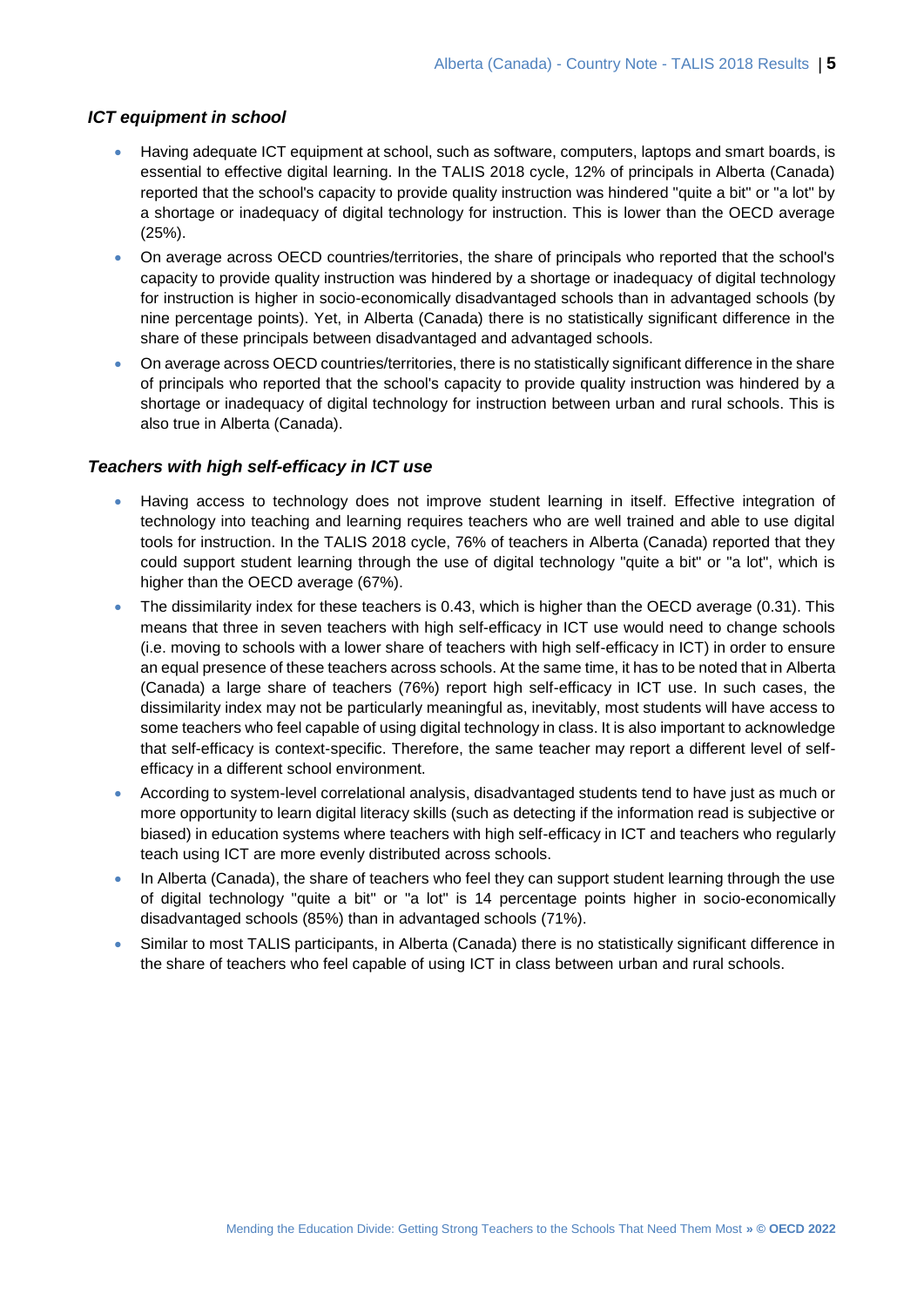### *ICT equipment in school*

- Having adequate ICT equipment at school, such as software, computers, laptops and smart boards, is essential to effective digital learning. In the TALIS 2018 cycle, 12% of principals in Alberta (Canada) reported that the school's capacity to provide quality instruction was hindered "quite a bit" or "a lot" by a shortage or inadequacy of digital technology for instruction. This is lower than the OECD average (25%).
- On average across OECD countries/territories, the share of principals who reported that the school's capacity to provide quality instruction was hindered by a shortage or inadequacy of digital technology for instruction is higher in socio-economically disadvantaged schools than in advantaged schools (by nine percentage points). Yet, in Alberta (Canada) there is no statistically significant difference in the share of these principals between disadvantaged and advantaged schools.
- On average across OECD countries/territories, there is no statistically significant difference in the share of principals who reported that the school's capacity to provide quality instruction was hindered by a shortage or inadequacy of digital technology for instruction between urban and rural schools. This is also true in Alberta (Canada).

### *Teachers with high self-efficacy in ICT use*

- Having access to technology does not improve student learning in itself. Effective integration of technology into teaching and learning requires teachers who are well trained and able to use digital tools for instruction. In the TALIS 2018 cycle, 76% of teachers in Alberta (Canada) reported that they could support student learning through the use of digital technology "quite a bit" or "a lot", which is higher than the OECD average (67%).
- The dissimilarity index for these teachers is 0.43, which is higher than the OECD average (0.31). This means that three in seven teachers with high self-efficacy in ICT use would need to change schools (i.e. moving to schools with a lower share of teachers with high self-efficacy in ICT) in order to ensure an equal presence of these teachers across schools. At the same time, it has to be noted that in Alberta (Canada) a large share of teachers (76%) report high self-efficacy in ICT use. In such cases, the dissimilarity index may not be particularly meaningful as, inevitably, most students will have access to some teachers who feel capable of using digital technology in class. It is also important to acknowledge that self-efficacy is context-specific. Therefore, the same teacher may report a different level of self-efficacy in a different school environment.
- According to system-level correlational analysis, disadvantaged students tend to have just as much or more opportunity to learn digital literacy skills (such as detecting if the information read is subjective or biased) in education systems where teachers with high self-efficacy in ICT and teachers who regularly teach using ICT are more evenly distributed across schools.
- In Alberta (Canada), the share of teachers who feel they can support student learning through the use of digital technology "quite a bit" or "a lot" is 14 percentage points higher in socio-economically disadvantaged schools (85%) than in advantaged schools (71%).
- Similar to most TALIS participants, in Alberta (Canada) there is no statistically significant difference in the share of teachers who feel capable of using ICT in class between urban and rural schools.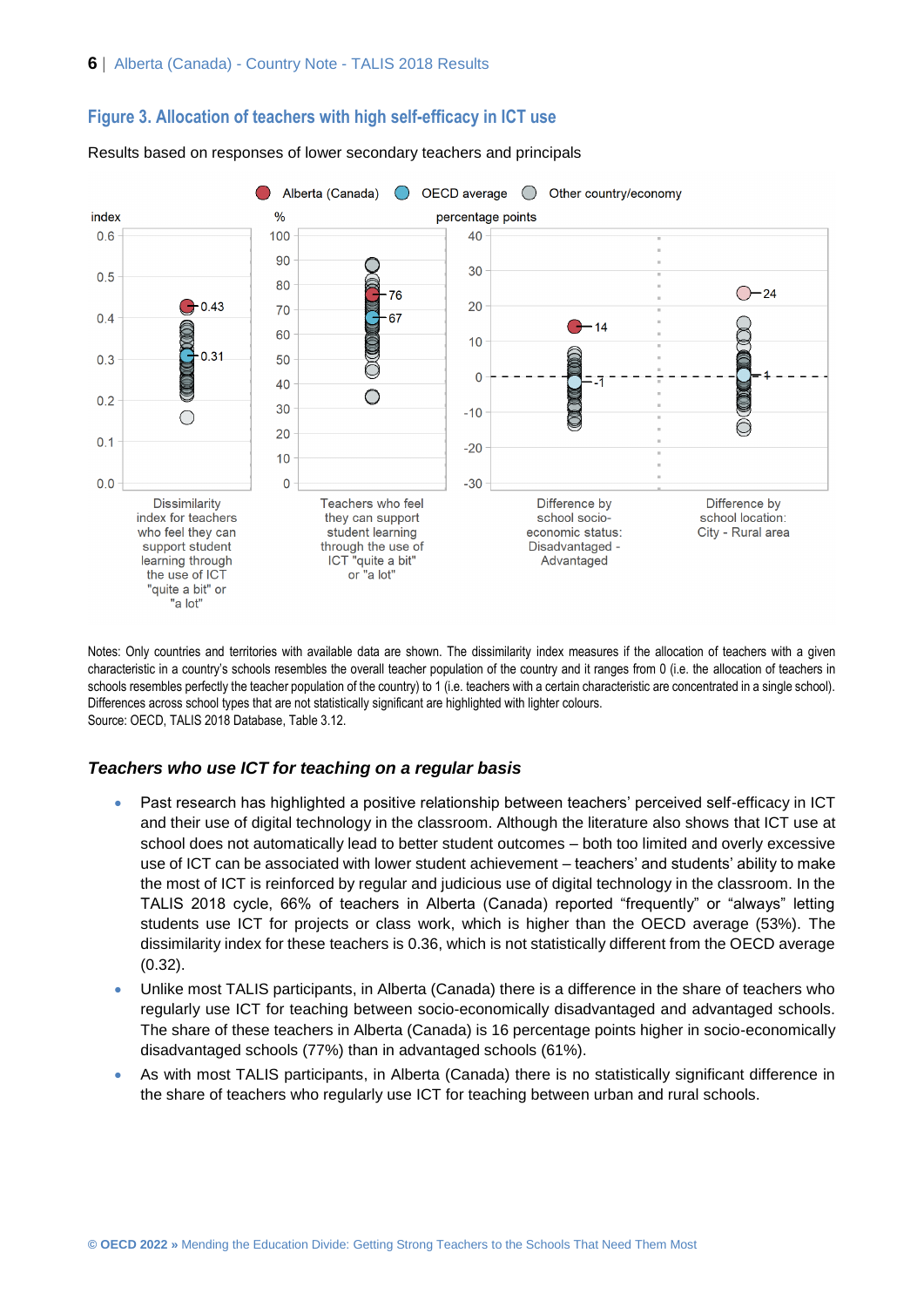## Figure 3. Allocation of teachers with high self-efficacy in ICT use

Results based on responses of lower secondary teachers and principals

Alberta (Canada) | OECD average | Other country/economy

| Indicator | Alberta (Canada) | OECD average |
|---|---|---|
| Dissimilarity index for teachers who feel they can support student learning through the use of ICT "quite a bit" or "a lot" (index) | 0.43 | 0.31 |
| Teachers who feel they can support student learning through the use of ICT "quite a bit" or "a lot" (%) | 76 | 67 |
| Difference by school socio-economic status: Disadvantaged - Advantaged (percentage points) | 14 | -1 |
| Difference by school location: City - Rural area (percentage points) | 24 | 1 |

Notes: Only countries and territories with available data are shown. The dissimilarity index measures if the allocation of teachers with a given characteristic in a country's schools resembles the overall teacher population of the country and it ranges from 0 (i.e. the allocation of teachers in schools resembles perfectly the teacher population of the country) to 1 (i.e. teachers with a certain characteristic are concentrated in a single school). Differences across school types that are not statistically significant are highlighted with lighter colours.
Source: OECD, TALIS 2018 Database, Table 3.12.

### *Teachers who use ICT for teaching on a regular basis*

- Past research has highlighted a positive relationship between teachers' perceived self-efficacy in ICT and their use of digital technology in the classroom. Although the literature also shows that ICT use at school does not automatically lead to better student outcomes – both too limited and overly excessive use of ICT can be associated with lower student achievement – teachers' and students' ability to make the most of ICT is reinforced by regular and judicious use of digital technology in the classroom. In the TALIS 2018 cycle, 66% of teachers in Alberta (Canada) reported "frequently" or "always" letting students use ICT for projects or class work, which is higher than the OECD average (53%). The dissimilarity index for these teachers is 0.36, which is not statistically different from the OECD average (0.32).
- Unlike most TALIS participants, in Alberta (Canada) there is a difference in the share of teachers who regularly use ICT for teaching between socio-economically disadvantaged and advantaged schools. The share of these teachers in Alberta (Canada) is 16 percentage points higher in socio-economically disadvantaged schools (77%) than in advantaged schools (61%).
- As with most TALIS participants, in Alberta (Canada) there is no statistically significant difference in the share of teachers who regularly use ICT for teaching between urban and rural schools.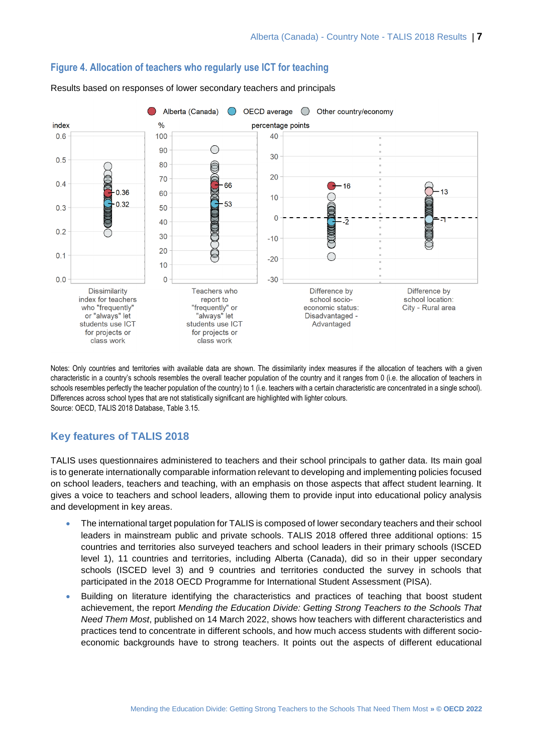## Figure 4. Allocation of teachers who regularly use ICT for teaching

Results based on responses of lower secondary teachers and principals

Alberta (Canada) | OECD average | Other country/economy

index | % | percentage points

Dissimilarity index for teachers who "frequently" or "always" let students use ICT for projects or class work: Alberta 0.36, OECD average 0.32

Teachers who report to "frequently" or "always" let students use ICT for projects or class work: Alberta 66, OECD average 53

Difference by school socio-economic status: Disadvantaged - Advantaged: Alberta 16, OECD average -2

Difference by school location: City - Rural area: Alberta 13, OECD average -1

Notes: Only countries and territories with available data are shown. The dissimilarity index measures if the allocation of teachers with a given characteristic in a country's schools resembles the overall teacher population of the country and it ranges from 0 (i.e. the allocation of teachers in schools resembles perfectly the teacher population of the country) to 1 (i.e. teachers with a certain characteristic are concentrated in a single school). Differences across school types that are not statistically significant are highlighted with lighter colours.
Source: OECD, TALIS 2018 Database, Table 3.15.

## Key features of TALIS 2018

TALIS uses questionnaires administered to teachers and their school principals to gather data. Its main goal is to generate internationally comparable information relevant to developing and implementing policies focused on school leaders, teachers and teaching, with an emphasis on those aspects that affect student learning. It gives a voice to teachers and school leaders, allowing them to provide input into educational policy analysis and development in key areas.

- The international target population for TALIS is composed of lower secondary teachers and their school leaders in mainstream public and private schools. TALIS 2018 offered three additional options: 15 countries and territories also surveyed teachers and school leaders in their primary schools (ISCED level 1), 11 countries and territories, including Alberta (Canada), did so in their upper secondary schools (ISCED level 3) and 9 countries and territories conducted the survey in schools that participated in the 2018 OECD Programme for International Student Assessment (PISA).
- Building on literature identifying the characteristics and practices of teaching that boost student achievement, the report *Mending the Education Divide: Getting Strong Teachers to the Schools That Need Them Most*, published on 14 March 2022, shows how teachers with different characteristics and practices tend to concentrate in different schools, and how much access students with different socio-economic backgrounds have to strong teachers. It points out the aspects of different educational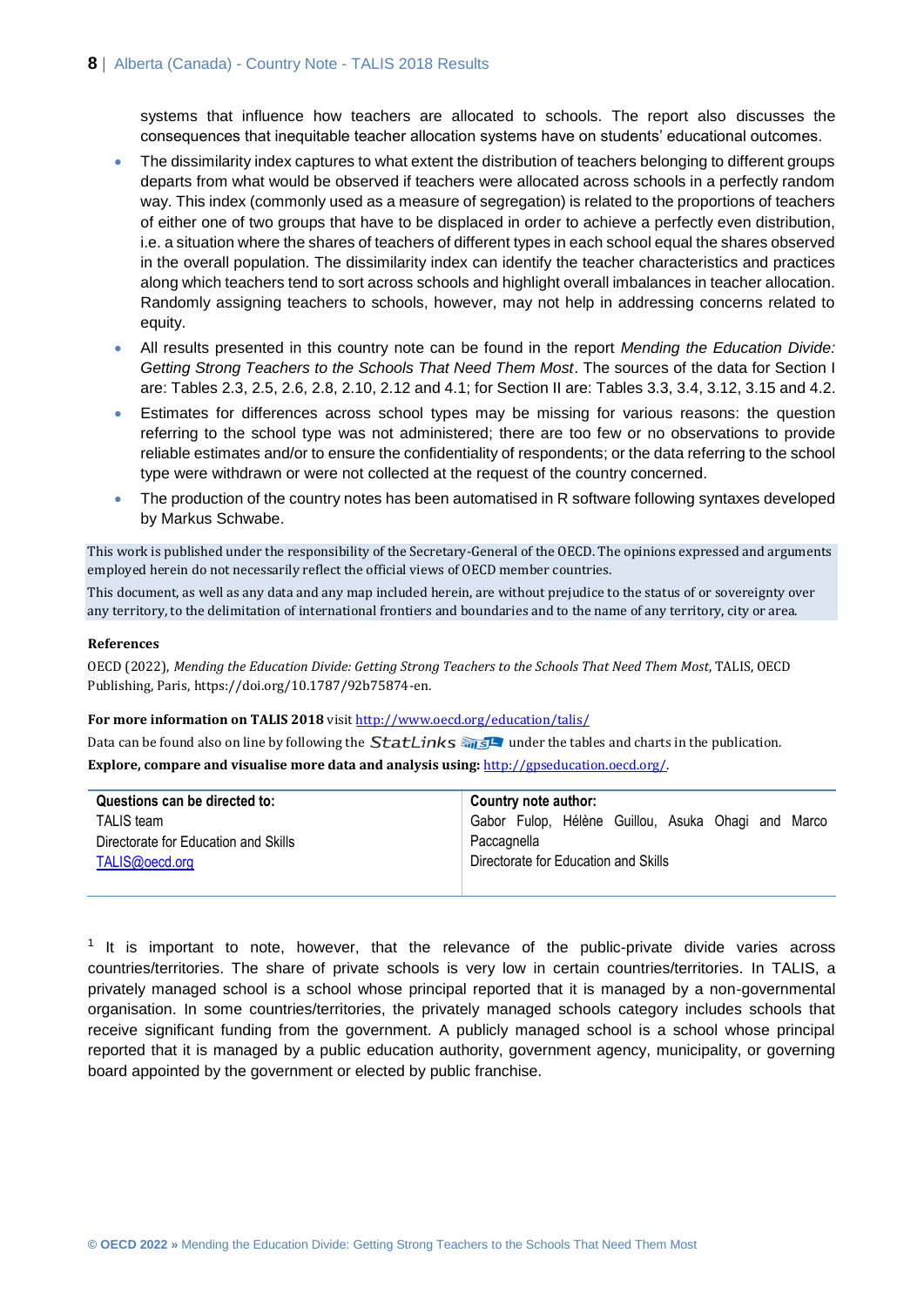systems that influence how teachers are allocated to schools. The report also discusses the consequences that inequitable teacher allocation systems have on students' educational outcomes.

- The dissimilarity index captures to what extent the distribution of teachers belonging to different groups departs from what would be observed if teachers were allocated across schools in a perfectly random way. This index (commonly used as a measure of segregation) is related to the proportions of teachers of either one of two groups that have to be displaced in order to achieve a perfectly even distribution, i.e. a situation where the shares of teachers of different types in each school equal the shares observed in the overall population. The dissimilarity index can identify the teacher characteristics and practices along which teachers tend to sort across schools and highlight overall imbalances in teacher allocation. Randomly assigning teachers to schools, however, may not help in addressing concerns related to equity.
- All results presented in this country note can be found in the report *Mending the Education Divide: Getting Strong Teachers to the Schools That Need Them Most*. The sources of the data for Section I are: Tables 2.3, 2.5, 2.6, 2.8, 2.10, 2.12 and 4.1; for Section II are: Tables 3.3, 3.4, 3.12, 3.15 and 4.2.
- Estimates for differences across school types may be missing for various reasons: the question referring to the school type was not administered; there are too few or no observations to provide reliable estimates and/or to ensure the confidentiality of respondents; or the data referring to the school type were withdrawn or were not collected at the request of the country concerned.
- The production of the country notes has been automatised in R software following syntaxes developed by Markus Schwabe.

This work is published under the responsibility of the Secretary-General of the OECD. The opinions expressed and arguments employed herein do not necessarily reflect the official views of OECD member countries.

This document, as well as any data and any map included herein, are without prejudice to the status of or sovereignty over any territory, to the delimitation of international frontiers and boundaries and to the name of any territory, city or area.

**References**

OECD (2022), *Mending the Education Divide: Getting Strong Teachers to the Schools That Need Them Most*, TALIS, OECD Publishing, Paris, https://doi.org/10.1787/92b75874-en.

**For more information on TALIS 2018** visit http://www.oecd.org/education/talis/

Data can be found also on line by following the StatLinks under the tables and charts in the publication.

**Explore, compare and visualise more data and analysis using:** http://gpseducation.oecd.org/.

| **Questions can be directed to:** | **Country note author:** |
|---|---|
| TALIS team<br>Directorate for Education and Skills<br>TALIS@oecd.org | Gabor Fulop, Hélène Guillou, Asuka Ohagi and Marco Paccagnella<br>Directorate for Education and Skills |

[1] It is important to note, however, that the relevance of the public-private divide varies across countries/territories. The share of private schools is very low in certain countries/territories. In TALIS, a privately managed school is a school whose principal reported that it is managed by a non-governmental organisation. In some countries/territories, the privately managed schools category includes schools that receive significant funding from the government. A publicly managed school is a school whose principal reported that it is managed by a public education authority, government agency, municipality, or governing board appointed by the government or elected by public franchise.